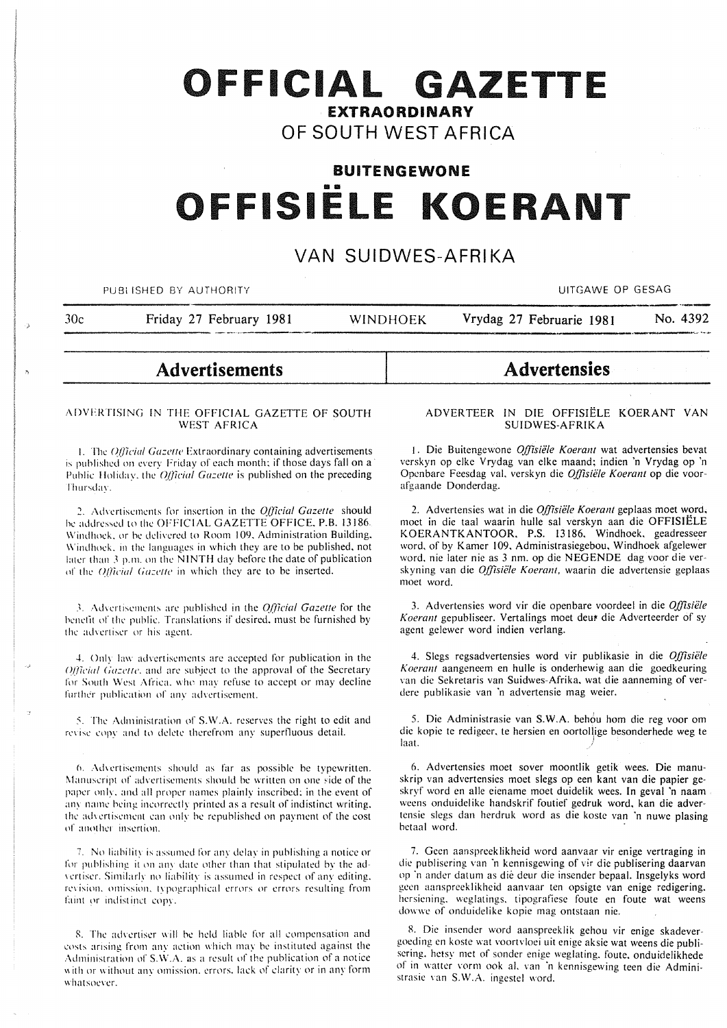# OFFICIAL GAZETTE

**EXTRAORDINARY**

OF SOUTH WEST AFRICA

**BUITENGEWONE**

# OFFISIËLE KOERANT

VAN SUIDWES-AFRIKA

PUBLISHED BY AUTHORITY — UITGAWE OP GESAG

30c — Friday 27 February 1981 — WINDHOEK — Vrydag 27 Februarie 1981 — No. 4392

## Advertisements

### ADVERTISING IN THE OFFICIAL GAZETTE OF SOUTH WEST AFRICA

1. The *Official Gazette* Extraordinary containing advertisements is published on every Friday of each month; if those days fall on a Public Holiday, the *Official Gazette* is published on the preceding Thursday.

2. Advertisements for insertion in the *Official Gazette* should be addressed to the OFFICIAL GAZETTE OFFICE, P.B. 13186, Windhoek, or be delivered to Room 109, Administration Building, Windhoek, in the languages in which they are to be published, not later than 3 p.m. on the NINTH day before the date of publication of the *Official Gazette* in which they are to be inserted.

3. Advertisements are published in the *Official Gazette* for the benefit of the public. Translations if desired, must be furnished by the advertiser or his agent.

4. Only law advertisements are accepted for publication in the *Official Gazette*, and are subject to the approval of the Secretary for South West Africa, who may refuse to accept or may decline further publication of any advertisement.

5. The Administration of S.W.A. reserves the right to edit and revise copy and to delete therefrom any superfluous detail.

6. Advertisements should as far as possible be typewritten. Manuscript of advertisements should be written on one side of the paper only, and all proper names plainly inscribed; in the event of any name being incorrectly printed as a result of indistinct writing, the advertisement can only be republished on payment of the cost of another insertion.

7. No liability is assumed for any delay in publishing a notice or for publishing it on any date other than that stipulated by the advertiser. Similarly no liability is assumed in respect of any editing, revision, omission, typographical errors or errors resulting from faint or indistinct copy.

8. The advertiser will be held liable for all compensation and costs arising from any action which may be instituted against the Administration of S.W.A. as a result of the publication of a notice with or without any omission, errors, lack of clarity or in any form whatsoever.

## Advertensies

### ADVERTEER IN DIE OFFISIËLE KOERANT VAN SUIDWES-AFRIKA

1. Die Buitengewone *Offisiële Koerant* wat advertensies bevat verskyn op elke Vrydag van elke maand; indien 'n Vrydag op 'n Openbare Feesdag val, verskyn die *Offisiële Koerant* op die voorafgaande Donderdag.

2. Advertensies wat in die *Offisiële Koerant* geplaas moet word, moet in die taal waarin hulle sal verskyn aan die OFFISIËLE KOERANTKANTOOR, P.S. 13186, Windhoek, geadresseer word, of by Kamer 109, Administrasiegebou, Windhoek afgelewer word, nie later nie as 3 nm. op die NEGENDE dag voor die verskyning van die *Offisiële Koerant*, waarin die advertensie geplaas moet word.

3. Advertensies word vir die openbare voordeel in die *Offisiële Koerant* gepubliseer. Vertalings moet deur die Adverteerder of sy agent gelewer word indien verlang.

4. Slegs regsadvertensies word vir publikasie in die *Offisiële Koerant* aangeneem en hulle is onderhewig aan die goedkeuring van die Sekretaris van Suidwes-Afrika, wat die aanneming of verdere publikasie van 'n advertensie mag weier.

5. Die Administrasie van S.W.A. behou hom die reg voor om die kopie te redigeer, te hersien en oortollige besonderhede weg te laat.

6. Advertensies moet sover moontlik getik wees. Die manuskrip van advertensies moet slegs op een kant van die papier geskryf word en alle eiename moet duidelik wees. In geval 'n naam weens onduidelike handskrif foutief gedruk word, kan die advertensie slegs dan herdruk word as die koste van 'n nuwe plasing betaal word.

7. Geen aanspreeklikheid word aanvaar vir enige vertraging in die publisering van 'n kennisgewing of vir die publisering daarvan op 'n ander datum as dié deur die insender bepaal. Insgelyks word geen aanspreeklikheid aanvaar ten opsigte van enige redigering, hersiening, weglatings, tipografiese foute en foute wat weens dowwe of onduidelike kopie mag ontstaan nie.

8. Die insender word aanspreeklik gehou vir enige skadevergoeding en koste wat voortvloei uit enige aksie wat weens die publisering, hetsy met of sonder enige weglating, foute, onduidelikhede of in watter vorm ook al, van 'n kennisgewing teen die Administrasie van S.W.A. ingestel word.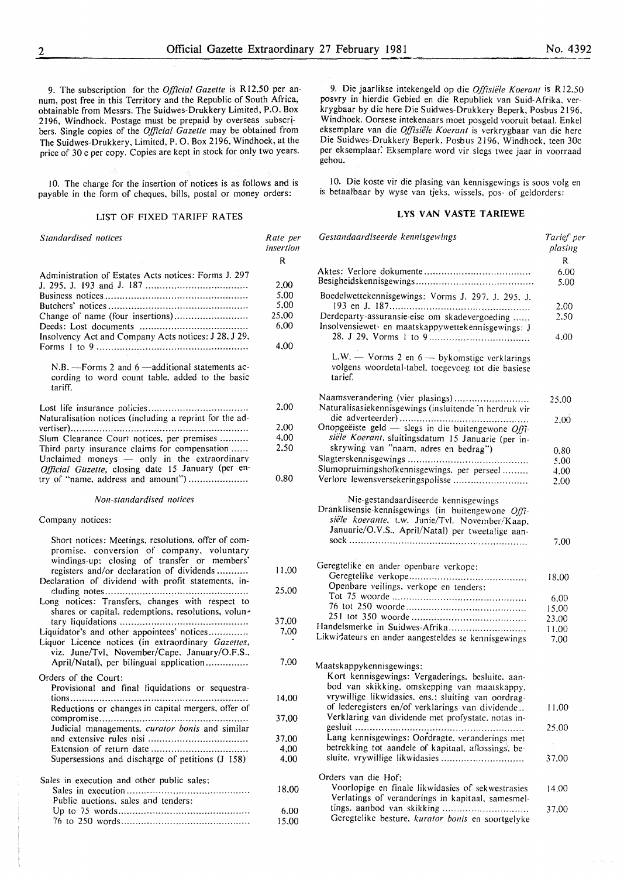9. The subscription for the *Official Gazette* is R12,50 per annum, post free in this Territory and the Republic of South Africa, obtainable from Messrs. The Suidwes-Drukkery Limited, P.O. Box 2196, Windhoek. Postage must be prepaid by overseas subscribers. Single copies of the *Official Gazette* may be obtained from The Suidwes-Drukkery, Limited, P. O. Box 2196, Windhoek, at the price of 30 c per copy. Copies are kept in stock for only two years.

10. The charge for the insertion of notices is as follows and is payable in the form of cheques, bills, postal or money orders:

### LIST OF FIXED TARIFF RATES

| *Standardised notices* | *Rate per insertion* |
|---|---|
| | R |
| Administration of Estates Acts notices: Forms J. 297 J. 295, J. 193 and J. 187 | 2,00 |
| Business notices | 5,00 |
| Butchers' notices | 5,00 |
| Change of name (four insertions) | 25,00 |
| Deeds: Lost documents | 6,00 |
| Insolvency Act and Company Acts notices: J 28, J 29, Forms 1 to 9 | 4,00 |
| N.B. —Forms 2 and 6 —additional statements according to word count table, added to the basic tariff. | |
| Lost life insurance policies | 2,00 |
| Naturalisation notices (including a reprint for the advertiser) | 2,00 |
| Slum Clearance Court notices, per premises | 4,00 |
| Third party insurance claims for compensation | 2,50 |
| Unclaimed moneys — only in the extraordinary *Official Gazette*, closing date 15 January (per entry of "name, address and amount") | 0,80 |

*Non-standardised notices*

| Company notices: | |
|---|---|
| Short notices: Meetings, resolutions, offer of compromise, conversion of company, voluntary windings-up; closing of transfer or members' registers and/or declaration of dividends | 11,00 |
| Declaration of dividend with profit statements, including notes | 25,00 |
| Long notices: Transfers, changes with respect to shares or capital, redemptions, resolutions, voluntary liquidations | 37,00 |
| Liquidator's and other appointees' notices | 7,00 |
| Liquor Licence notices (in extraordinary *Gazettes*, viz. June/Tvl, November/Cape, January/O.F.S., April/Natal), per bilingual application | 7,00 |
| Orders of the Court: | |
| Provisional and final liquidations or sequestrations | 14,00 |
| Reductions or changes in capital mergers, offer of compromise | 37,00 |
| Judicial managements, *curator bonis* and similar and extensive rules nisi | 37,00 |
| Extension of return date | 4,00 |
| Supersessions and discharge of petitions (J 158) | 4,00 |
| Sales in execution and other public sales: | |
| Sales in execution | 18,00 |
| Public auctions, sales and tenders: | |
| Up to 75 words | 6,00 |
| 76 to 250 words | 15,00 |

9. Die jaarlikse intekengeld op die *Offisiële Koerant* is R12,50 posvry in hierdie Gebied en die Republiek van Suid-Afrika, verkrygbaar by die here Die Suidwes-Drukkery Beperk, Posbus 2196, Windhoek. Oorsese intekenaars moet posgeld vooruit betaal. Enkel eksemplare van die *Offisiële Koerant* is verkrygbaar van die here Die Suidwes-Drukkery Beperk, Posbus 2196, Windhoek, teen 30c per eksemplaar. Eksemplare word vir slegs twee jaar in voorraad gehou.

10. Die koste vir die plasing van kennisgewings is soos volg en is betaalbaar by wyse van tjeks, wissels, pos- of geldorders:

### LYS VAN VASTE TARIEWE

| *Gestandaardiseerde kennisgewings* | *Tarief per plasing* |
|---|---|
| | R |
| Aktes: Verlore dokumente | 6,00 |
| Besigheidskennisgewings | 5,00 |
| Boedelwettekennisgewings: Vorms J. 297, J. 295, J. 193 en J. 187 | 2,00 |
| Derdeparty-assuransie-eise om skadevergoeding | 2,50 |
| Insolvensiewet- en maatskappywettekennisgewings: J 28, J 29, Vorms 1 to 9 | 4,00 |
| L.W. — Vorms 2 en 6 — bykomstige verklarings volgens woordetal-tabel, toegevoeg tot die basiese tarief. | |
| Naamsverandering (vier plasings) | 25,00 |
| Naturalisasiekennisgewings (insluitende 'n herdruk vir die adverteerder) | 2,00 |
| Onopgeëiste geld — slegs in die buitengewone *Offisiële Koerant*, sluitingsdatum 15 Januarie (per inskrywing van "naam, adres en bedrag") | 0,80 |
| Slagterskennisgewings | 5,00 |
| Slumopruimingshofkennisgewings, per perseel | 4,00 |
| Verlore lewensversekeringspolisse | 2,00 |

| Nie-gestandaardiseerde kennisgewings | |
|---|---|
| Dranklisensie-kennisgewings (in buitengewone *Offisiële koerante*, t.w. Junie/Tvl. November/Kaap, Januarie/O.V.S., April/Natal) per tweetalige aansoek | 7,00 |
| Geregtelike en ander openbare verkope: | |
| Geregtelike verkope | 18,00 |
| Openbare veilings, verkope en tenders: | |
| Tot 75 woorde | 6,00 |
| 76 tot 250 woorde | 15,00 |
| 251 tot 350 woorde | 23,00 |
| Handelsmerke in Suidwes-Afrika | 11,00 |
| Likwidateurs en ander aangesteldes se kennisgewings | 7,00 |
| Maatskappykennisgewings: | |
| Kort kennisgewings: Vergaderings, besluite, aanbod van skikking, omskepping van maatskappy, vrywillige likwidasies, ens.: sluiting van oordragof lederegisters en/of verklarings van dividende | 11,00 |
| Verklaring van dividende met profystate, notas ingesluit | 25,00 |
| Lang kennisgewings: Oordragte, veranderings met betrekking tot aandele of kapitaal, aflossings, besluite, vrywillige likwidasies | 37,00 |
| Orders van die Hof: | |
| Voorlopige en finale likwidasies of sekwestrasies | 14,00 |
| Verlatings of veranderings in kapitaal, samesmeltings, aanbod van skikking | 37,00 |
| Geregtelike besture, *kurator bonis* en soortgelyke | |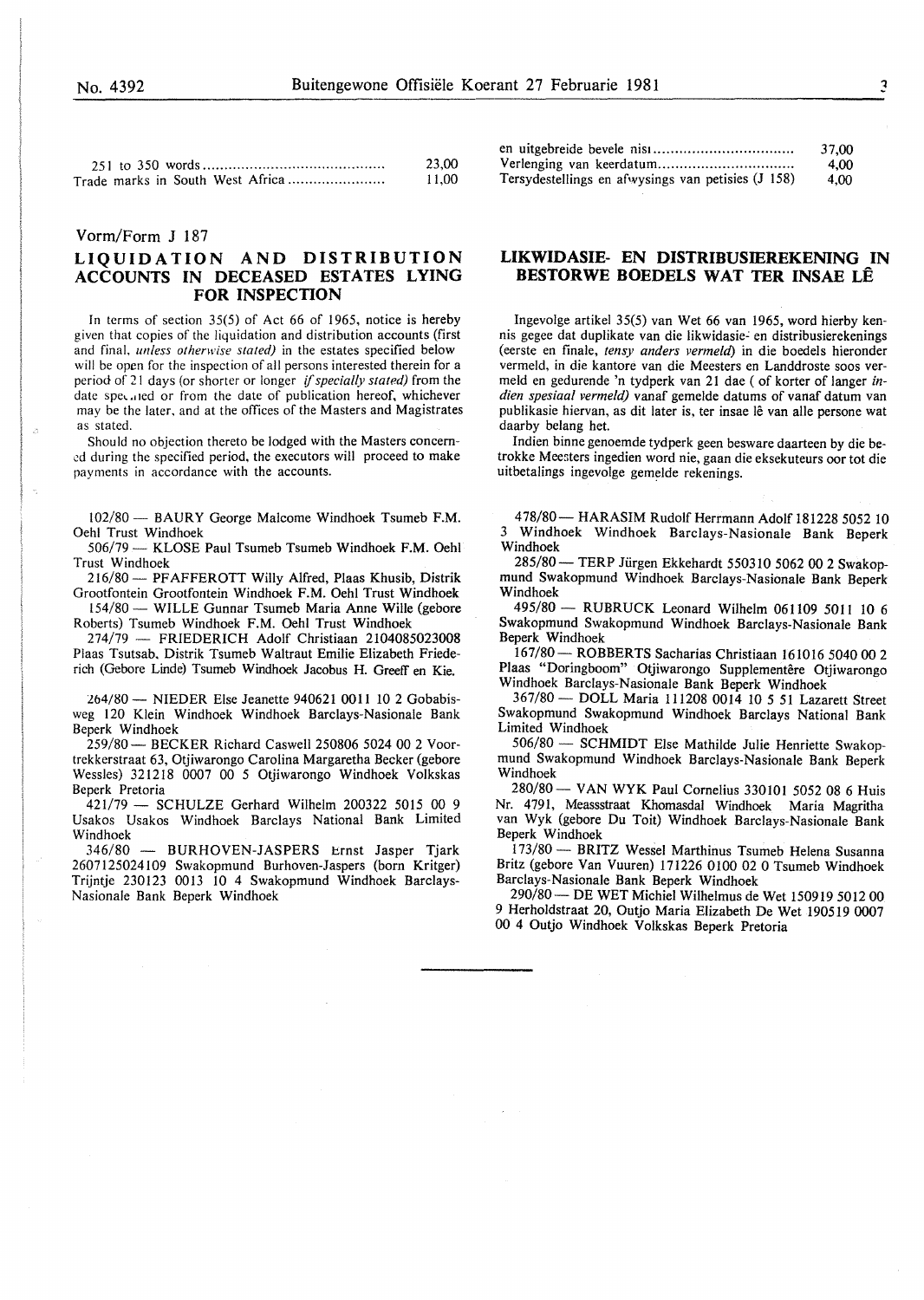| | |
|---|---|
| 251 to 350 words | 23,00 |
| Trade marks in South West Africa | 11,00 |

| | |
|---|---|
| en uitgebreide bevele nisi | 37,00 |
| Verlenging van keerdatum | 4,00 |
| Tersydestellings en afwysings van petisies (J 158) | 4,00 |

Vorm/Form J 187

## LIQUIDATION AND DISTRIBUTION ACCOUNTS IN DECEASED ESTATES LYING FOR INSPECTION

In terms of section 35(5) of Act 66 of 1965, notice is hereby given that copies of the liquidation and distribution accounts (first and final, *unless otherwise stated)* in the estates specified below will be open for the inspection of all persons interested therein for a period of 21 days (or shorter or longer *if specially stated)* from the date specified or from the date of publication hereof, whichever may be the later, and at the offices of the Masters and Magistrates as stated.

Should no objection thereto be lodged with the Masters concerned during the specified period, the executors will proceed to make payments in accordance with the accounts.

102/80 — BAURY George Malcome Windhoek Tsumeb F.M. Oehl Trust Windhoek

506/79 — KLOSE Paul Tsumeb Tsumeb Windhoek F.M. Oehl Trust Windhoek

216/80 — PFAFFEROTT Willy Alfred, Plaas Khusib, Distrik Grootfontein Grootfontein Windhoek F.M. Oehl Trust Windhoek

154/80 — WILLE Gunnar Tsumeb Maria Anne Wille (gebore Roberts) Tsumeb Windhoek F.M. Oehl Trust Windhoek

274/79 — FRIEDERICH Adolf Christiaan 2104085023008 Plaas Tsutsab, Distrik Tsumeb Waltraut Emilie Elizabeth Friederich (Gebore Linde) Tsumeb Windhoek Jacobus H. Greeff en Kie.

264/80 — NIEDER Else Jeanette 940621 0011 10 2 Gobabisweg 120 Klein Windhoek Windhoek Barclays-Nasionale Bank Beperk Windhoek

259/80 — BECKER Richard Caswell 250806 5024 00 2 Voortrekkerstraat 63, Otjiwarongo Carolina Margaretha Becker (gebore Wessles) 321218 0007 00 5 Otjiwarongo Windhoek Volkskas Beperk Pretoria

421/79 — SCHULZE Gerhard Wilhelm 200322 5015 00 9 Usakos Usakos Windhoek Barclays National Bank Limited Windhoek

346/80 — BURHOVEN-JASPERS Ernst Jasper Tjark 2607125024109 Swakopmund Burhoven-Jaspers (born Kritger) Trijntje 230123 0013 10 4 Swakopmund Windhoek Barclays-Nasionale Bank Beperk Windhoek

## LIKWIDASIE- EN DISTRIBUSIEREKENING IN BESTORWE BOEDELS WAT TER INSAE LÊ

Ingevolge artikel 35(5) van Wet 66 van 1965, word hierby kennis gegee dat duplikate van die likwidasie- en distribusierekenings (eerste en finale, *tensy anders vermeld)* in die boedels hieronder vermeld, in die kantore van die Meesters en Landdroste soos vermeld en gedurende 'n tydperk van 21 dae ( of korter of langer *indien spesiaal vermeld)* vanaf gemelde datums of vanaf datum van publikasie hiervan, as dit later is, ter insae lê van alle persone wat daarby belang het.

Indien binne genoemde tydperk geen besware daarteen by die betrokke Meesters ingedien word nie, gaan die eksekuteurs oor tot die uitbetalings ingevolge gemelde rekenings.

478/80 — HARASIM Rudolf Herrmann Adolf 181228 5052 10 3 Windhoek Windhoek Barclays-Nasionale Bank Beperk Windhoek

285/80 — TERP Jürgen Ekkehardt 550310 5062 00 2 Swakopmund Swakopmund Windhoek Barclays-Nasionale Bank Beperk Windhoek

495/80 — RUBRUCK Leonard Wilhelm 061109 5011 10 6 Swakopmund Swakopmund Windhoek Barclays-Nasionale Bank Beperk Windhoek

167/80 — ROBBERTS Sacharias Christiaan 161016 5040 00 2 Plaas "Doringboom" Otjiwarongo Supplementêre Otjiwarongo Windhoek Barclays-Nasionale Bank Beperk Windhoek

367/80 — DOLL Maria 111208 0014 10 5 51 Lazarett Street Swakopmund Swakopmund Windhoek Barclays National Bank Limited Windhoek

506/80 — SCHMIDT Else Mathilde Julie Henriette Swakopmund Swakopmund Windhoek Barclays-Nasionale Bank Beperk Windhoek

280/80 — VAN WYK Paul Cornelius 330101 5052 08 6 Huis Nr. 4791, Meassstraat Khomasdal Windhoek Maria Magritha van Wyk (gebore Du Toit) Windhoek Barclays-Nasionale Bank Beperk Windhoek

173/80 — BRITZ Wessel Marthinus Tsumeb Helena Susanna Britz (gebore Van Vuuren) 171226 0100 02 0 Tsumeb Windhoek Barclays-Nasionale Bank Beperk Windhoek

290/80 — DE WET Michiel Wilhelmus de Wet 150919 5012 00 9 Herholdstraat 20, Outjo Maria Elizabeth De Wet 190519 0007 00 4 Outjo Windhoek Volkskas Beperk Pretoria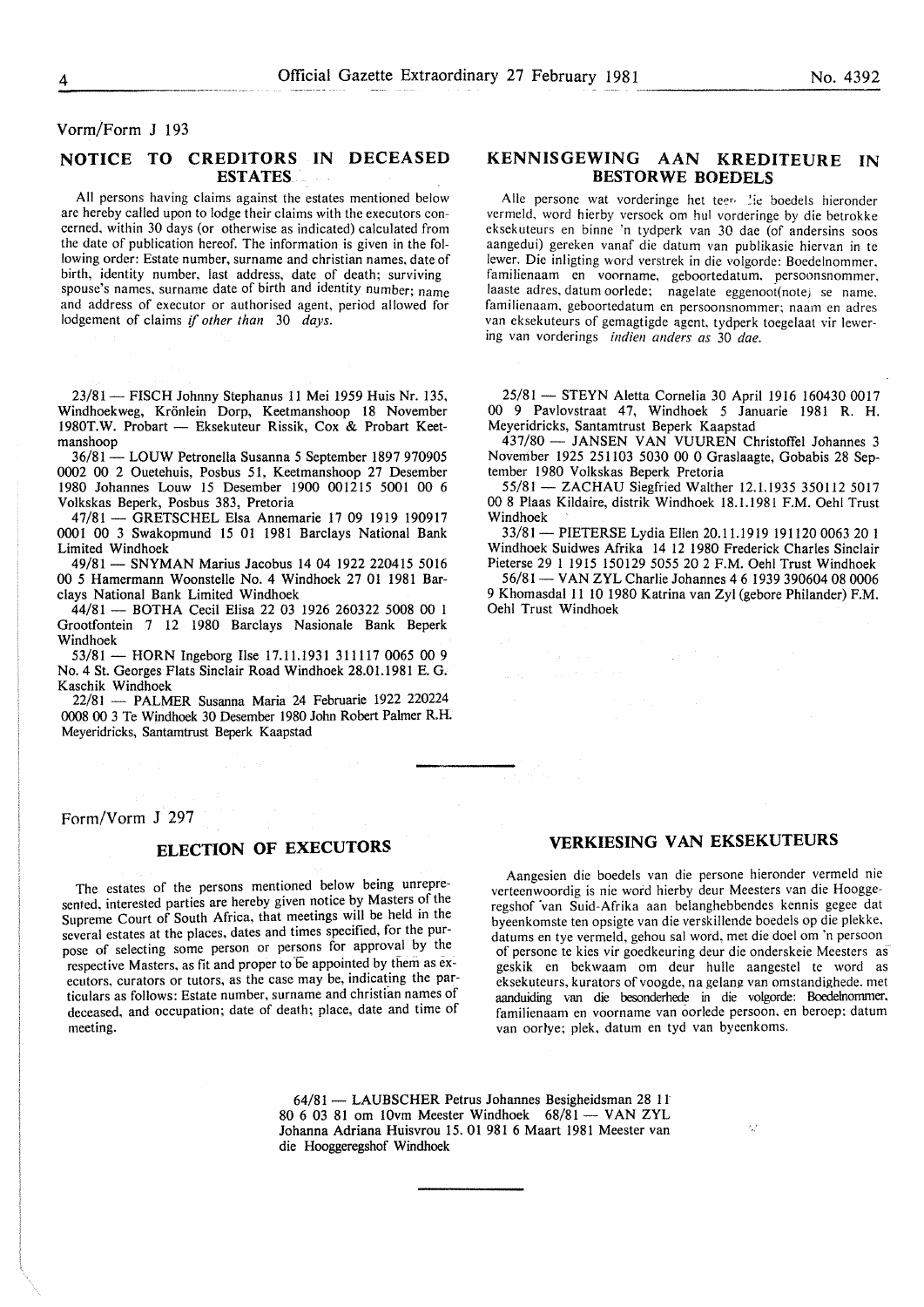Vorm/Form J 193

## NOTICE TO CREDITORS IN DECEASED ESTATES

All persons having claims against the estates mentioned below are hereby called upon to lodge their claims with the executors concerned, within 30 days (or otherwise as indicated) calculated from the date of publication hereof. The information is given in the following order: Estate number, surname and christian names, date of birth, identity number, last address, date of death; surviving spouse's names, surname date of birth and identity number; name and address of executor or authorised agent, period allowed for lodgement of claims *if other than 30 days.*

## KENNISGEWING AAN KREDITEURE IN BESTORWE BOEDELS

Alle persone wat vorderinge het teen die boedels hieronder vermeld, word hierby versoek om hul vorderinge by die betrokke eksekuteurs en binne 'n tydperk van 30 dae (of andersins soos aangedui) gereken vanaf die datum van publikasie hiervan in te lewer. Die inligting word verstrek in die volgorde: Boedelnommer, familienaam en voorname, geboortedatum, persoonsnommer, laaste adres, datum oorlede; nagelate eggenoot(note) se name, familienaam, geboortedatum en persoonsnommer; naam en adres van eksekuteurs of gemagtigde agent, tydperk toegelaat vir lewering van vorderings *indien anders as 30 dae.*

23/81 — FISCH Johnny Stephanus 11 Mei 1959 Huis Nr. 135, Windhoekweg, Krönlein Dorp, Keetmanshoop 18 November 1980T.W. Probart — Eksekuteur Rissik, Cox & Probart Keetmanshoop

36/81 — LOUW Petronella Susanna 5 September 1897 970905 0002 00 2 Ouetehuis, Posbus 51, Keetmanshoop 27 Desember 1980 Johannes Louw 15 Desember 1900 001215 5001 00 6 Volkskas Beperk, Posbus 383, Pretoria

47/81 — GRETSCHEL Elsa Annemarie 17 09 1919 190917 0001 00 3 Swakopmund 15 01 1981 Barclays National Bank Limited Windhoek

49/81 — SNYMAN Marius Jacobus 14 04 1922 220415 5016 00 5 Hamermann Woonstelle No. 4 Windhoek 27 01 1981 Barclays National Bank Limited Windhoek

44/81 — BOTHA Cecil Elisa 22 03 1926 260322 5008 00 1 Grootfontein 7 12 1980 Barclays Nasionale Bank Beperk Windhoek

53/81 — HORN Ingeborg Ilse 17.11.1931 311117 0065 00 9 No. 4 St. Georges Flats Sinclair Road Windhoek 28.01.1981 E. G. Kaschik Windhoek

22/81 — PALMER Susanna Maria 24 Februarie 1922 220224 0008 00 3 Te Windhoek 30 Desember 1980 John Robert Palmer R.H. Meyeridricks, Santamtrust Beperk Kaapstad

25/81 — STEYN Aletta Cornelia 30 April 1916 160430 0017 00 9 Pavlovstraat 47, Windhoek 5 Januarie 1981 R. H. Meyeridricks, Santamtrust Beperk Kaapstad

437/80 — JANSEN VAN VUUREN Christoffel Johannes 3 November 1925 251103 5030 00 0 Graslaagte, Gobabis 28 September 1980 Volkskas Beperk Pretoria

55/81 — ZACHAU Siegfried Walther 12.1.1935 350112 5017 00 8 Plaas Kildaire, distrik Windhoek 18.1.1981 F.M. Oehl Trust Windhoek

33/81 — PIETERSE Lydia Ellen 20.11.1919 191120 0063 20 1 Windhoek Suidwes Afrika 14 12 1980 Frederick Charles Sinclair Pieterse 29 1 1915 150129 5055 20 2 F.M. Oehl Trust Windhoek

56/81 — VAN ZYL Charlie Johannes 4 6 1939 390604 08 0006 9 Khomasdal 11 10 1980 Katrina van Zyl (gebore Philander) F.M. Oehl Trust Windhoek

Form/Vorm J 297

## ELECTION OF EXECUTORS

The estates of the persons mentioned below being unrepresented, interested parties are hereby given notice by Masters of the Supreme Court of South Africa, that meetings will be held in the several estates at the places, dates and times specified, for the purpose of selecting some person or persons for approval by the respective Masters, as fit and proper to be appointed by them as executors, curators or tutors, as the case may be, indicating the particulars as follows: Estate number, surname and christian names of deceased, and occupation; date of death; place, date and time of meeting.

## VERKIESING VAN EKSEKUTEURS

Aangesien die boedels van die persone hieronder vermeld nie verteenwoordig is nie word hierby deur Meesters van die Hooggeregshof van Suid-Afrika aan belanghebbendes kennis gegee dat byeenkomste ten opsigte van die verskillende boedels op die plekke, datums en tye vermeld, gehou sal word, met die doel om 'n persoon of persone te kies vir goedkeuring deur die onderskeie Meesters as geskik en bekwaam om deur hulle aangestel te word as eksekuteurs, kurators of voogde, na gelang van omstandighede, met aanduiding van die besonderhede in die volgorde: Boedelnommer, familienaam en voorname van oorlede persoon, en beroep; datum van oorlye; plek, datum en tyd van byeenkoms.

64/81 — LAUBSCHER Petrus Johannes Besigheidsman 28 11 80 6 03 81 om 10vm Meester Windhoek 68/81 — VAN ZYL Johanna Adriana Huisvrou 15. 01 981 6 Maart 1981 Meester van die Hooggeregshof Windhoek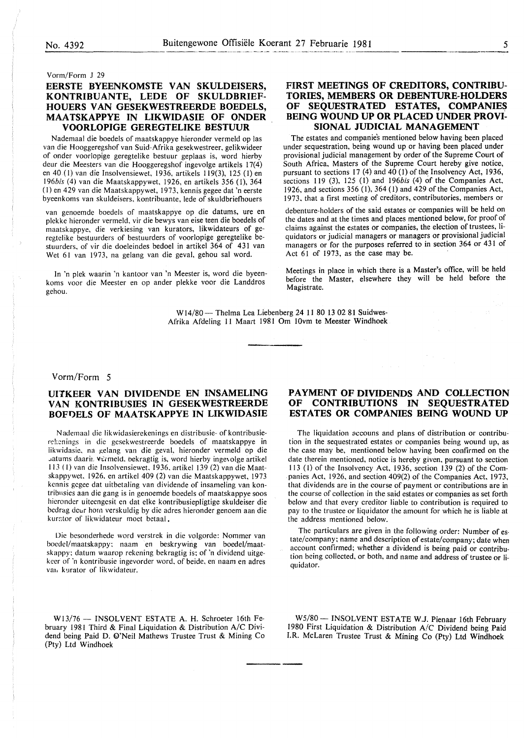Vorm/Form J 29

## EERSTE BYEENKOMSTE VAN SKULDEISERS, KONTRIBUANTE, LEDE OF SKULDBRIEF-HOUERS VAN GESEKWESTREERDE BOEDELS, MAATSKAPPYE IN LIKWIDASIE OF ONDER VOORLOPIGE GEREGTELIKE BESTUUR

Nademaal die boedels of maatskappye hieronder vermeld op las van die Hooggeregshof van Suid-Afrika gesekwestreer, gelikwideer of onder voorlopige geregtelike bestuur geplaas is, word hierby deur die Meesters van die Hooggeregshof ingevolge artikels 17(4) en 40 (1) van die Insolvensiewet, 1936, artikels 119(3), 125 (1) en 196*bis* (4) van die Maatskappywet, 1926, en artikels 356 (1), 364 (1) en 429 van die Maatskappywet, 1973, kennis gegee dat 'n eerste byeenkoms van skuldeisers, kontribuante, lede of skuldbriefhouers van genoemde boedels of maatskappye op die datums, ure en plekke hieronder vermeld, vir die bewys van eise teen die boedels of maatskappye, die verkiesing van kurators, likwidateurs of geregtelike bestuurders of bestuurders of voorlopige geregtelike bestuurders, of vir die doeleindes bedoel in artikel 364 of 431 van Wet 61 van 1973, na gelang van die geval, gehou sal word.

In 'n plek waarin 'n kantoor van 'n Meester is, word die byeenkoms voor die Meester en op ander plekke voor die Landdros gehou.

## FIRST MEETINGS OF CREDITORS, CONTRIBUTORIES, MEMBERS OR DEBENTURE-HOLDERS OF SEQUESTRATED ESTATES, COMPANIES BEING WOUND UP OR PLACED UNDER PROVISIONAL JUDICIAL MANAGEMENT

The estates and companies mentioned below having been placed under sequestration, being wound up or having been placed under provisional judicial management by order of the Supreme Court of South Africa, Masters of the Supreme Court hereby give notice, pursuant to sections 17 (4) and 40 (1) of the Insolvency Act, 1936, sections 119 (3), 125 (1) and 196*bis* (4) of the Companies Act, 1926, and sections 356 (1), 364 (1) and 429 of the Companies Act, 1973, that a first meeting of creditors, contributories, members or debenture-holders of the said estates or companies will be held on the dates and at the times and places mentioned below, for proof of claims against the estates or companies, the election of trustees, liquidators or judicial managers or managers or provisional judicial managers or for the purposes referred to in section 364 or 431 of Act 61 of 1973, as the case may be.

Meetings in place in which there is a Master's office, will be held before the Master, elsewhere they will be held before the Magistrate.

W14/80 — Thelma Lea Liebenberg 24 11 80 13 02 81 Suidwes-Afrika Afdeling 11 Maart 1981 Om 10vm te Meester Windhoek

Vorm/Form 5

## UITKEER VAN DIVIDENDE EN INSAMELING VAN KONTRIBUSIES IN GESEKWESTREERDE BOEDELS OF MAATSKAPPYE IN LIKWIDASIE

Nademaal die likwidasierekenings en distribusie- of kontribusierekenings in die gesekwestreerde boedels of maatskappye in likwidasie, na gelang van die geval, hieronder vermeld op die datums daarin vermeld, bekragtig is, word hierby ingevolge artikel 113 (1) van die Insolvensiewet, 1936, artikel 139 (2) van die Maatskappywet, 1926, en artikel 409 (2) van die Maatskappywet, 1973 kennis gegee dat uitbetaling van dividende of insameling van kontribusies aan die gang is in genoemde boedels of maatskappye soos hieronder uiteengesit en dat elke kontribusiepligtige skuldeiser die bedrag deur hom verskuldig by die adres hieronder genoem aan die kurator of likwidateur moet betaal.

Die besonderhede word verstrek in die volgorde: Nommer van boedel/maatskappy; naam en beskrywing van boedel/maatskappy; datum waarop rekening bekragtig is; of 'n dividend uitgekeer of 'n kontribusie ingevorder word, of beide, en naam en adres van kurator of likwidateur.

## PAYMENT OF DIVIDENDS AND COLLECTION OF CONTRIBUTIONS IN SEQUESTRATED ESTATES OR COMPANIES BEING WOUND UP

The liquidation accouns and plans of distribution or contribution in the sequestrated estates or companies being wound up, as the case may be, mentioned below having been confirmed on the date therein mentioned, notice is hereby given, pursuant to section 113 (1) of the Insolvency Act, 1936, section 139 (2) of the Companies Act, 1926, and section 409(2) of the Companies Act, 1973, that dividends are in the course of payment or contributions are in the course of collection in the said estates or companies as set forth below and that every creditor liable to contribution is required to pay to the trustee or liquidator the amount for which he is liable at the address mentioned below.

The particulars are given in the following order: Number of estate/company; name and description of estate/company; date when account confirmed; whether a dividend is being paid or contribution being collected, or both, and name and address of trustee or liquidator.

W13/76 — INSOLVENT ESTATE A. H. Schroeter 16th February 1981 Third & Final Liquidation & Distribution A/C Dividend being Paid D. O'Neil Mathews Trustee Trust & Mining Co (Pty) Ltd Windhoek

W5/80 — INSOLVENT ESTATE W.J. Pienaar 16th February 1980 First Liquidation & Distribution A/C Dividend being Paid I.R. McLaren Trustee Trust & Mining Co (Pty) Ltd Windhoek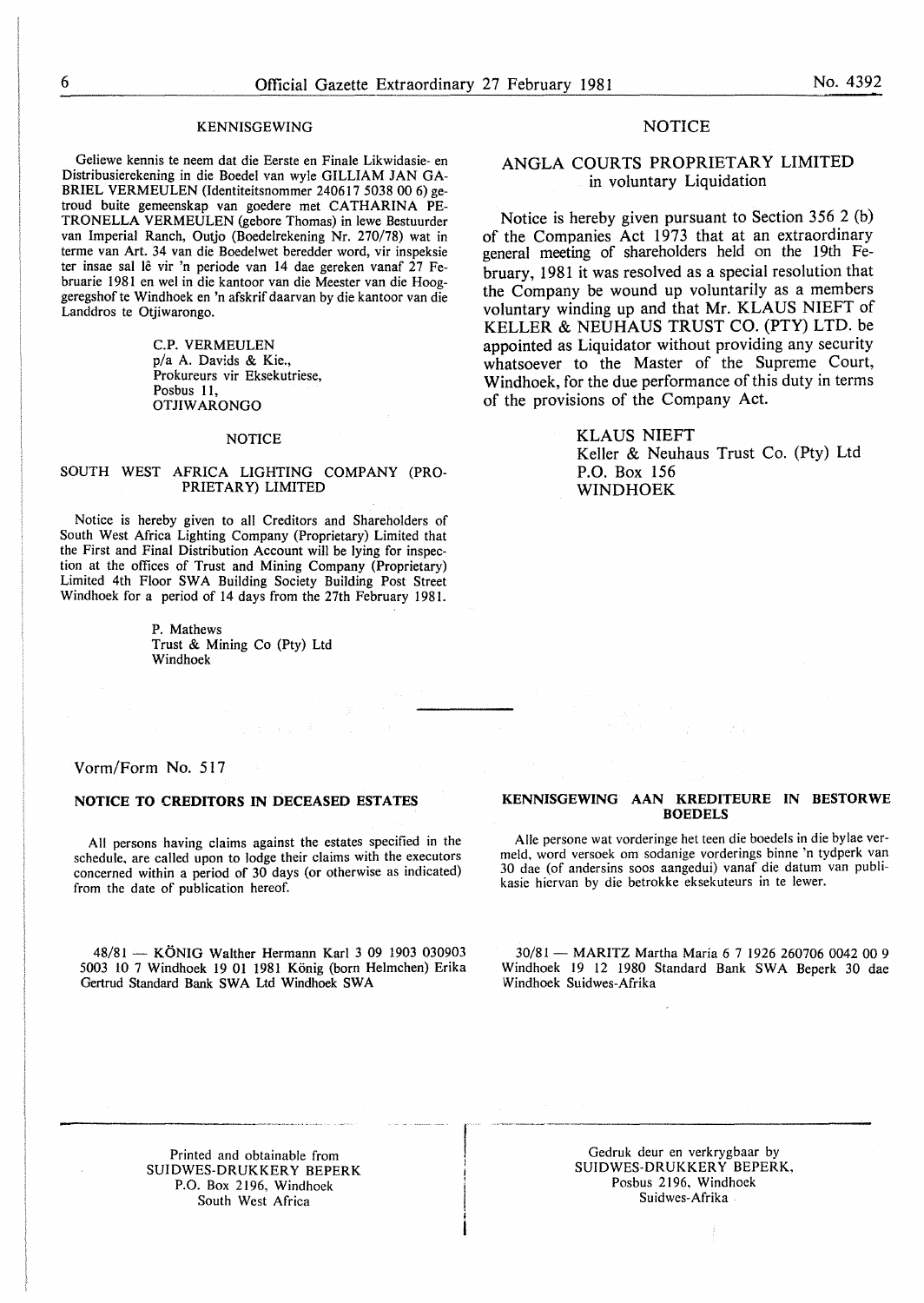## KENNISGEWING

Geliewe kennis te neem dat die Eerste en Finale Likwidasie- en Distribusierekening in die Boedel van wyle GILLIAM JAN GABRIEL VERMEULEN (Identiteitsnommer 240617 5038 00 6) getroud buite gemeenskap van goedere met CATHARINA PETRONELLA VERMEULEN (gebore Thomas) in lewe Bestuurder van Imperial Ranch, Outjo (Boedelrekening Nr. 270/78) wat in terme van Art. 34 van die Boedelwet beredder word, vir inspeksie ter insae sal lê vir 'n periode van 14 dae gereken vanaf 27 Februarie 1981 en wel in die kantoor van die Meester van die Hooggeregshof te Windhoek en 'n afskrif daarvan by die kantoor van die Landdros te Otjiwarongo.

C.P. VERMEULEN
p/a A. Davids & Kie.,
Prokureurs vir Eksekutriese,
Posbus 11,
OTJIWARONGO

## NOTICE

### SOUTH WEST AFRICA LIGHTING COMPANY (PROPRIETARY) LIMITED

Notice is hereby given to all Creditors and Shareholders of South West Africa Lighting Company (Proprietary) Limited that the First and Final Distribution Account will be lying for inspection at the offices of Trust and Mining Company (Proprietary) Limited 4th Floor SWA Building Society Building Post Street Windhoek for a period of 14 days from the 27th February 1981.

P. Mathews
Trust & Mining Co (Pty) Ltd
Windhoek

## NOTICE

### ANGLA COURTS PROPRIETARY LIMITED in voluntary Liquidation

Notice is hereby given pursuant to Section 356 2 (b) of the Companies Act 1973 that at an extraordinary general meeting of shareholders held on the 19th February, 1981 it was resolved as a special resolution that the Company be wound up voluntarily as a members voluntary winding up and that Mr. KLAUS NIEFT of KELLER & NEUHAUS TRUST CO. (PTY) LTD. be appointed as Liquidator without providing any security whatsoever to the Master of the Supreme Court, Windhoek, for the due performance of this duty in terms of the provisions of the Company Act.

KLAUS NIEFT
Keller & Neuhaus Trust Co. (Pty) Ltd
P.O. Box 156
WINDHOEK

---

Vorm/Form No. 517

## NOTICE TO CREDITORS IN DECEASED ESTATES

All persons having claims against the estates specified in the schedule, are called upon to lodge their claims with the executors concerned within a period of 30 days (or otherwise as indicated) from the date of publication hereof.

48/81 — KÖNIG Walther Hermann Karl 3 09 1903 030903 5003 10 7 Windhoek 19 01 1981 König (born Helmchen) Erika Gertrud Standard Bank SWA Ltd Windhoek SWA

## KENNISGEWING AAN KREDITEURE IN BESTORWE BOEDELS

Alle persone wat vorderinge het teen die boedels in die bylae vermeld, word versoek om sodanige vorderings binne 'n tydperk van 30 dae (of andersins soos aangedui) vanaf die datum van publikasie hiervan by die betrokke eksekuteurs in te lewer.

30/81 — MARITZ Martha Maria 6 7 1926 260706 0042 00 9 Windhoek 19 12 1980 Standard Bank SWA Beperk 30 dae Windhoek Suidwes-Afrika

---

Printed and obtainable from
SUIDWES-DRUKKERY BEPERK
P.O. Box 2196, Windhoek
South West Africa

Gedruk deur en verkrygbaar by
SUIDWES-DRUKKERY BEPERK,
Posbus 2196, Windhoek
Suidwes-Afrika